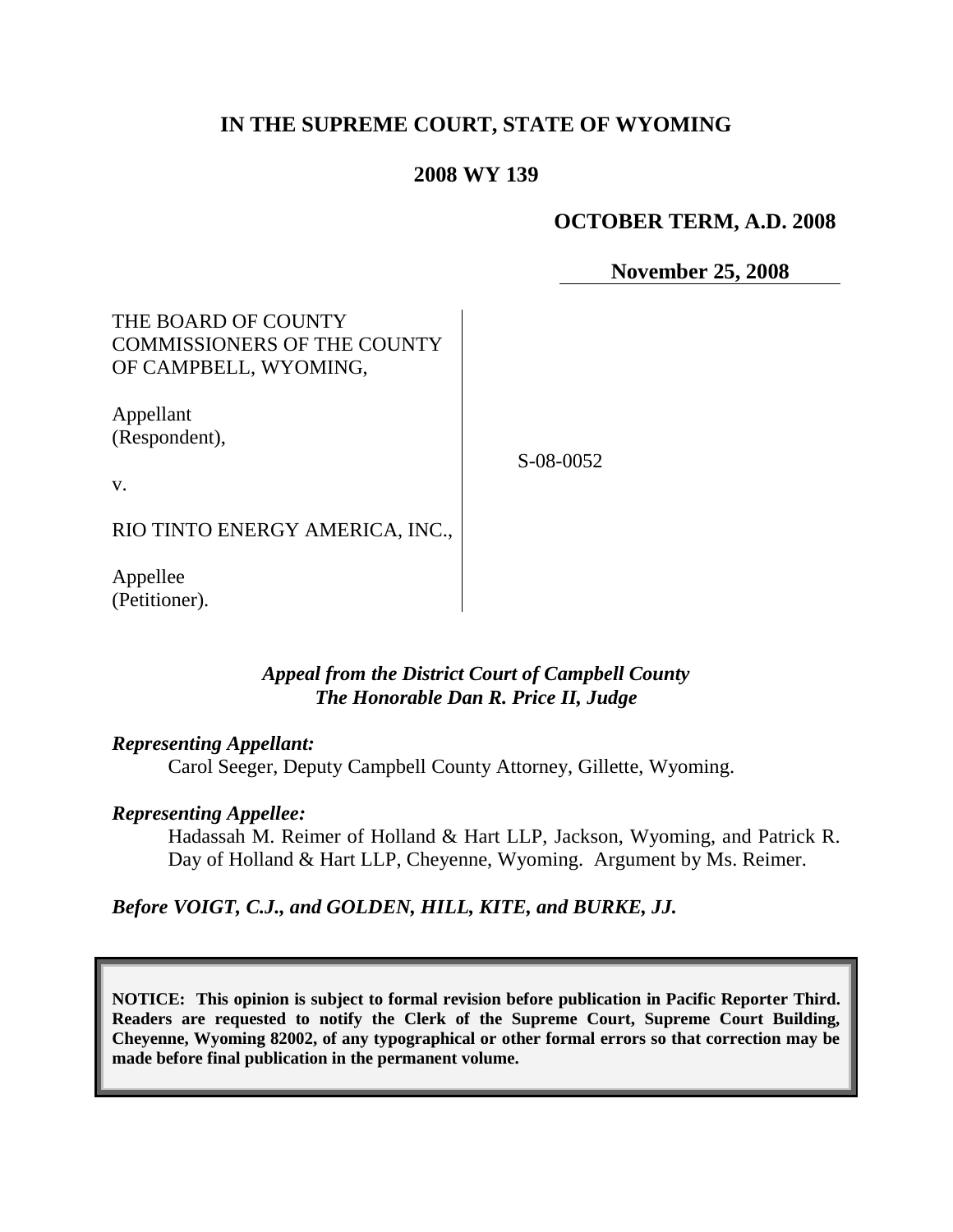# IN THE SUPREME COURT, STATE OF WYOMING

## 2008 WY 139

**OCTOBER TERM, A.D. 2008**

**November 25, 2008**

| | |
|---|---|
| THE BOARD OF COUNTY COMMISSIONERS OF THE COUNTY OF CAMPBELL, WYOMING,<br><br>Appellant (Respondent),<br><br>v.<br><br>RIO TINTO ENERGY AMERICA, INC.,<br><br>Appellee (Petitioner). | S-08-0052 |

*Appeal from the District Court of Campbell County*
*The Honorable Dan R. Price II, Judge*

***Representing Appellant:***

Carol Seeger, Deputy Campbell County Attorney, Gillette, Wyoming.

***Representing Appellee:***

Hadassah M. Reimer of Holland & Hart LLP, Jackson, Wyoming, and Patrick R. Day of Holland & Hart LLP, Cheyenne, Wyoming. Argument by Ms. Reimer.

***Before VOIGT, C.J., and GOLDEN, HILL, KITE, and BURKE, JJ.***

**NOTICE: This opinion is subject to formal revision before publication in Pacific Reporter Third. Readers are requested to notify the Clerk of the Supreme Court, Supreme Court Building, Cheyenne, Wyoming 82002, of any typographical or other formal errors so that correction may be made before final publication in the permanent volume.**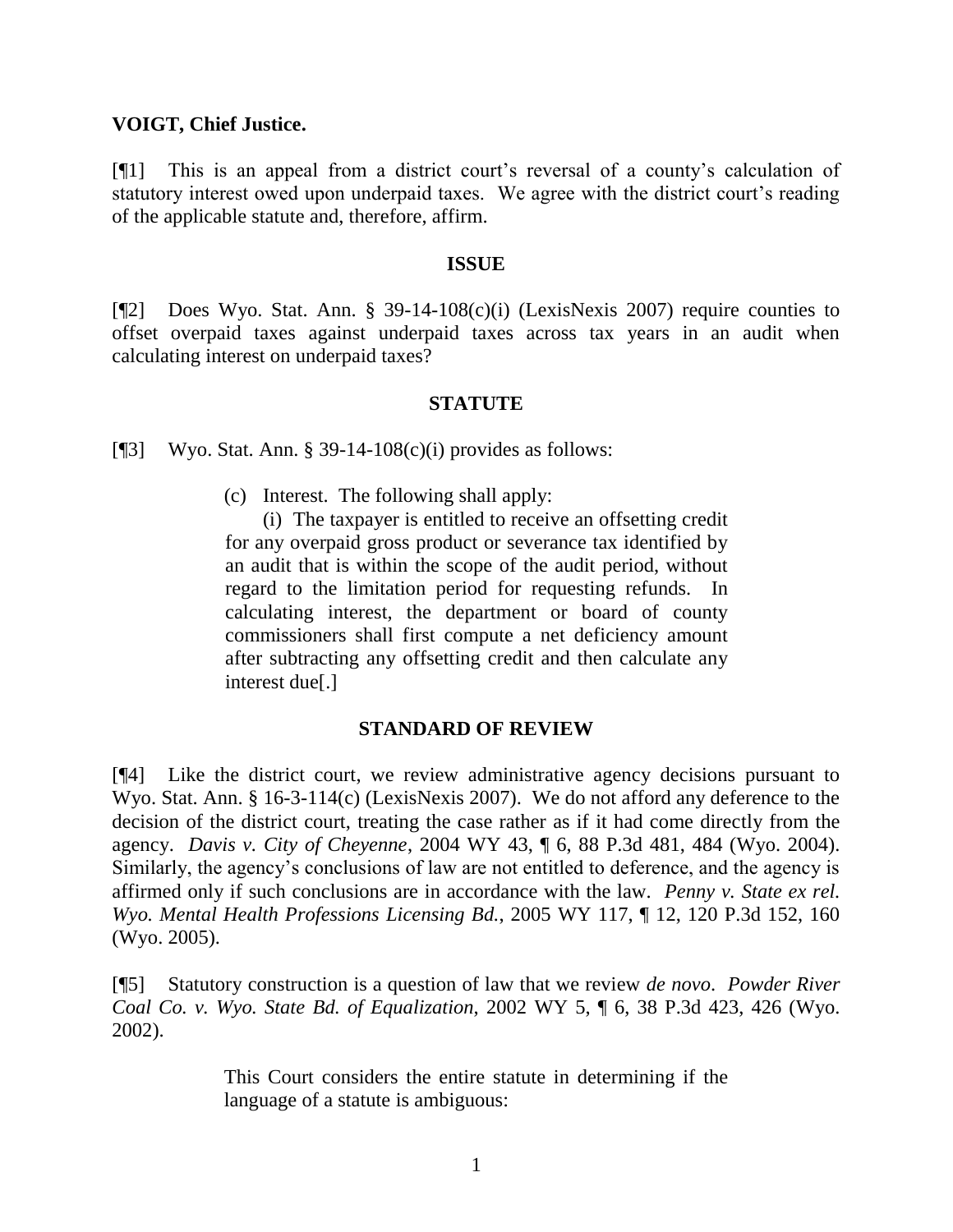**VOIGT, Chief Justice.**

[¶1] This is an appeal from a district court's reversal of a county's calculation of statutory interest owed upon underpaid taxes. We agree with the district court's reading of the applicable statute and, therefore, affirm.

## ISSUE

[¶2] Does Wyo. Stat. Ann. § 39-14-108(c)(i) (LexisNexis 2007) require counties to offset overpaid taxes against underpaid taxes across tax years in an audit when calculating interest on underpaid taxes?

## STATUTE

[¶3] Wyo. Stat. Ann. § 39-14-108(c)(i) provides as follows:

> (c) Interest. The following shall apply:
>
> (i) The taxpayer is entitled to receive an offsetting credit for any overpaid gross product or severance tax identified by an audit that is within the scope of the audit period, without regard to the limitation period for requesting refunds. In calculating interest, the department or board of county commissioners shall first compute a net deficiency amount after subtracting any offsetting credit and then calculate any interest due[.]

## STANDARD OF REVIEW

[¶4] Like the district court, we review administrative agency decisions pursuant to Wyo. Stat. Ann. § 16-3-114(c) (LexisNexis 2007). We do not afford any deference to the decision of the district court, treating the case rather as if it had come directly from the agency. *Davis v. City of Cheyenne*, 2004 WY 43, ¶ 6, 88 P.3d 481, 484 (Wyo. 2004). Similarly, the agency's conclusions of law are not entitled to deference, and the agency is affirmed only if such conclusions are in accordance with the law. *Penny v. State ex rel. Wyo. Mental Health Professions Licensing Bd.*, 2005 WY 117, ¶ 12, 120 P.3d 152, 160 (Wyo. 2005).

[¶5] Statutory construction is a question of law that we review *de novo*. *Powder River Coal Co. v. Wyo. State Bd. of Equalization*, 2002 WY 5, ¶ 6, 38 P.3d 423, 426 (Wyo. 2002).

> This Court considers the entire statute in determining if the language of a statute is ambiguous: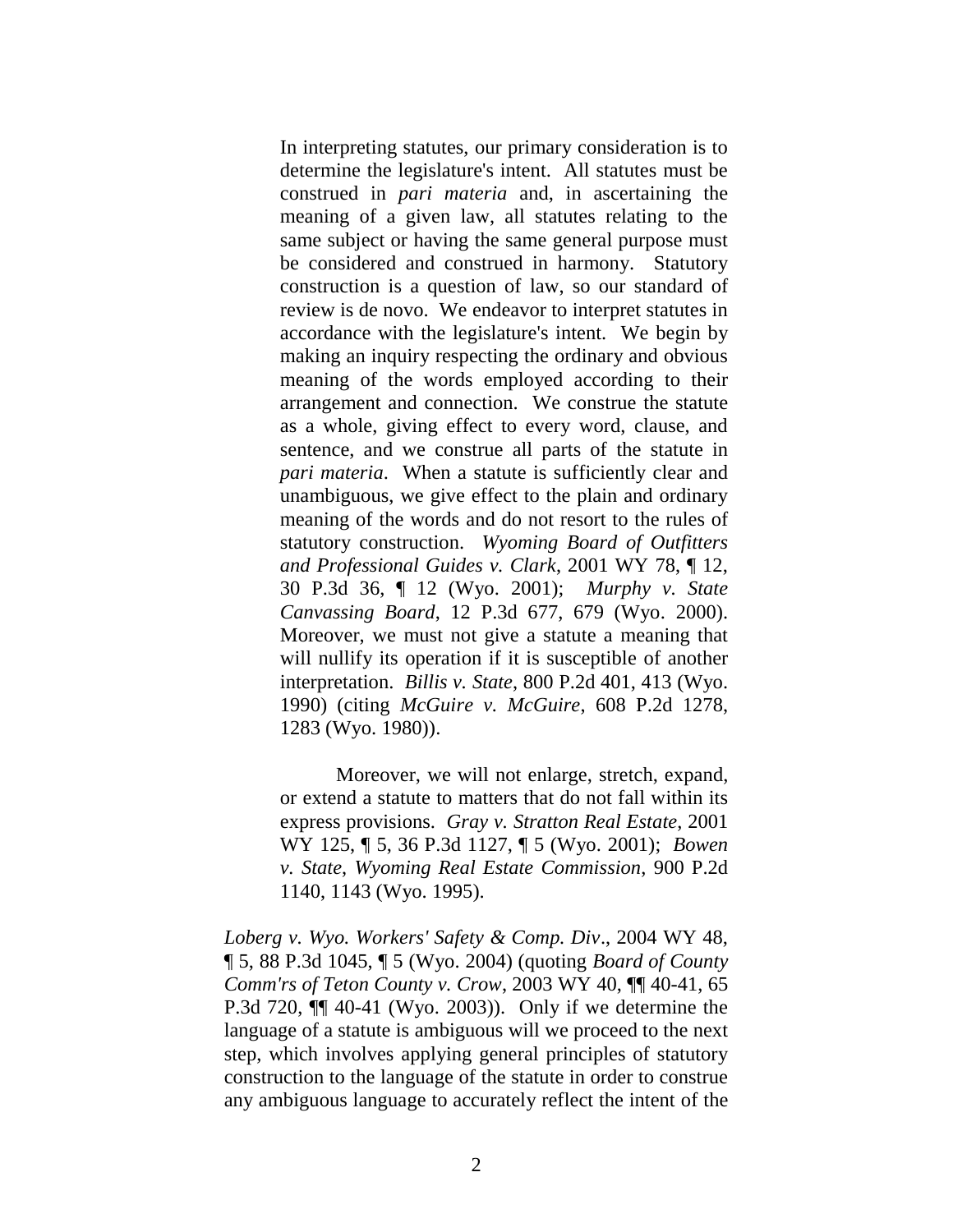> In interpreting statutes, our primary consideration is to determine the legislature's intent. All statutes must be construed in *pari materia* and, in ascertaining the meaning of a given law, all statutes relating to the same subject or having the same general purpose must be considered and construed in harmony. Statutory construction is a question of law, so our standard of review is de novo. We endeavor to interpret statutes in accordance with the legislature's intent. We begin by making an inquiry respecting the ordinary and obvious meaning of the words employed according to their arrangement and connection. We construe the statute as a whole, giving effect to every word, clause, and sentence, and we construe all parts of the statute in *pari materia*. When a statute is sufficiently clear and unambiguous, we give effect to the plain and ordinary meaning of the words and do not resort to the rules of statutory construction. *Wyoming Board of Outfitters and Professional Guides v. Clark*, 2001 WY 78, ¶ 12, 30 P.3d 36, ¶ 12 (Wyo. 2001); *Murphy v. State Canvassing Board*, 12 P.3d 677, 679 (Wyo. 2000). Moreover, we must not give a statute a meaning that will nullify its operation if it is susceptible of another interpretation. *Billis v. State*, 800 P.2d 401, 413 (Wyo. 1990) (citing *McGuire v. McGuire*, 608 P.2d 1278, 1283 (Wyo. 1980)).
>
> Moreover, we will not enlarge, stretch, expand, or extend a statute to matters that do not fall within its express provisions. *Gray v. Stratton Real Estate*, 2001 WY 125, ¶ 5, 36 P.3d 1127, ¶ 5 (Wyo. 2001); *Bowen v. State, Wyoming Real Estate Commission*, 900 P.2d 1140, 1143 (Wyo. 1995).

*Loberg v. Wyo. Workers' Safety & Comp. Div*., 2004 WY 48, ¶ 5, 88 P.3d 1045, ¶ 5 (Wyo. 2004) (quoting *Board of County Comm'rs of Teton County v. Crow*, 2003 WY 40, ¶¶ 40-41, 65 P.3d 720, ¶¶ 40-41 (Wyo. 2003)). Only if we determine the language of a statute is ambiguous will we proceed to the next step, which involves applying general principles of statutory construction to the language of the statute in order to construe any ambiguous language to accurately reflect the intent of the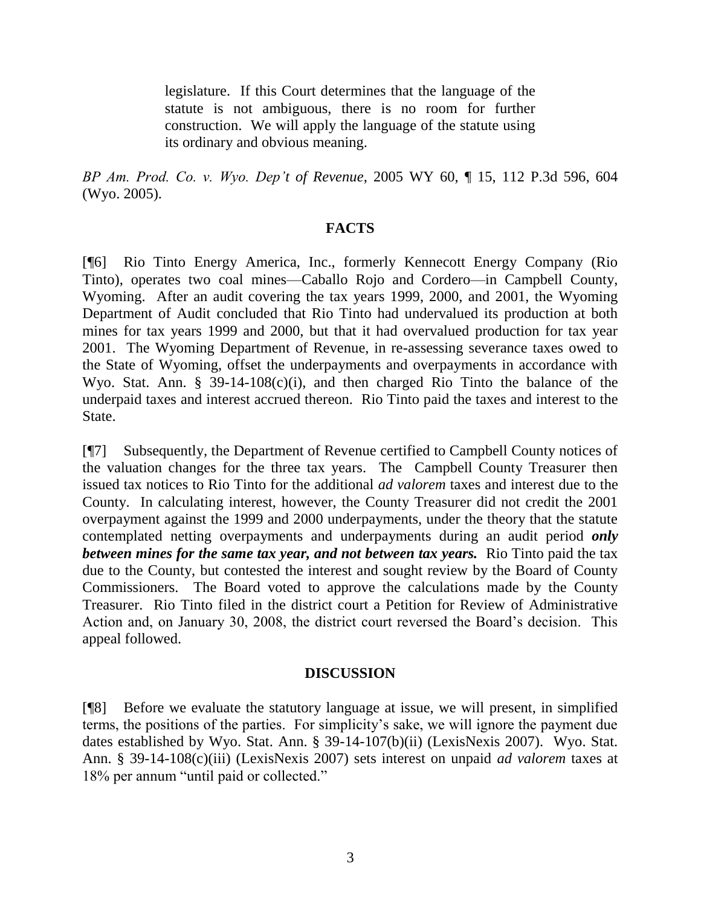> legislature. If this Court determines that the language of the statute is not ambiguous, there is no room for further construction. We will apply the language of the statute using its ordinary and obvious meaning.

*BP Am. Prod. Co. v. Wyo. Dep't of Revenue*, 2005 WY 60, ¶ 15, 112 P.3d 596, 604 (Wyo. 2005).

## FACTS

[¶6] Rio Tinto Energy America, Inc., formerly Kennecott Energy Company (Rio Tinto), operates two coal mines—Caballo Rojo and Cordero—in Campbell County, Wyoming. After an audit covering the tax years 1999, 2000, and 2001, the Wyoming Department of Audit concluded that Rio Tinto had undervalued its production at both mines for tax years 1999 and 2000, but that it had overvalued production for tax year 2001. The Wyoming Department of Revenue, in re-assessing severance taxes owed to the State of Wyoming, offset the underpayments and overpayments in accordance with Wyo. Stat. Ann. § 39-14-108(c)(i), and then charged Rio Tinto the balance of the underpaid taxes and interest accrued thereon. Rio Tinto paid the taxes and interest to the State.

[¶7] Subsequently, the Department of Revenue certified to Campbell County notices of the valuation changes for the three tax years. The Campbell County Treasurer then issued tax notices to Rio Tinto for the additional *ad valorem* taxes and interest due to the County. In calculating interest, however, the County Treasurer did not credit the 2001 overpayment against the 1999 and 2000 underpayments, under the theory that the statute contemplated netting overpayments and underpayments during an audit period ***only between mines for the same tax year, and not between tax years.*** Rio Tinto paid the tax due to the County, but contested the interest and sought review by the Board of County Commissioners. The Board voted to approve the calculations made by the County Treasurer. Rio Tinto filed in the district court a Petition for Review of Administrative Action and, on January 30, 2008, the district court reversed the Board's decision. This appeal followed.

## DISCUSSION

[¶8] Before we evaluate the statutory language at issue, we will present, in simplified terms, the positions of the parties. For simplicity's sake, we will ignore the payment due dates established by Wyo. Stat. Ann. § 39-14-107(b)(ii) (LexisNexis 2007). Wyo. Stat. Ann. § 39-14-108(c)(iii) (LexisNexis 2007) sets interest on unpaid *ad valorem* taxes at 18% per annum "until paid or collected."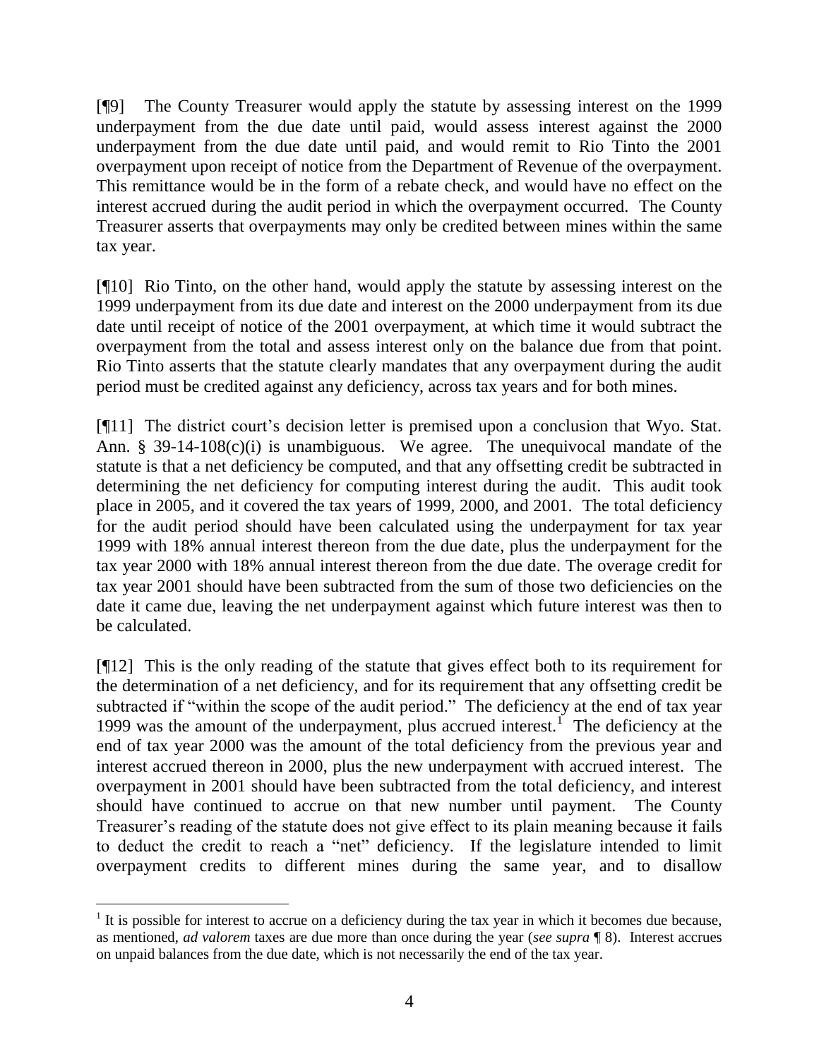[¶9] The County Treasurer would apply the statute by assessing interest on the 1999 underpayment from the due date until paid, would assess interest against the 2000 underpayment from the due date until paid, and would remit to Rio Tinto the 2001 overpayment upon receipt of notice from the Department of Revenue of the overpayment. This remittance would be in the form of a rebate check, and would have no effect on the interest accrued during the audit period in which the overpayment occurred. The County Treasurer asserts that overpayments may only be credited between mines within the same tax year.

[¶10] Rio Tinto, on the other hand, would apply the statute by assessing interest on the 1999 underpayment from its due date and interest on the 2000 underpayment from its due date until receipt of notice of the 2001 overpayment, at which time it would subtract the overpayment from the total and assess interest only on the balance due from that point. Rio Tinto asserts that the statute clearly mandates that any overpayment during the audit period must be credited against any deficiency, across tax years and for both mines.

[¶11] The district court's decision letter is premised upon a conclusion that Wyo. Stat. Ann. § 39-14-108(c)(i) is unambiguous. We agree. The unequivocal mandate of the statute is that a net deficiency be computed, and that any offsetting credit be subtracted in determining the net deficiency for computing interest during the audit. This audit took place in 2005, and it covered the tax years of 1999, 2000, and 2001. The total deficiency for the audit period should have been calculated using the underpayment for tax year 1999 with 18% annual interest thereon from the due date, plus the underpayment for the tax year 2000 with 18% annual interest thereon from the due date. The overage credit for tax year 2001 should have been subtracted from the sum of those two deficiencies on the date it came due, leaving the net underpayment against which future interest was then to be calculated.

[¶12] This is the only reading of the statute that gives effect both to its requirement for the determination of a net deficiency, and for its requirement that any offsetting credit be subtracted if "within the scope of the audit period." The deficiency at the end of tax year 1999 was the amount of the underpayment, plus accrued interest.[1] The deficiency at the end of tax year 2000 was the amount of the total deficiency from the previous year and interest accrued thereon in 2000, plus the new underpayment with accrued interest. The overpayment in 2001 should have been subtracted from the total deficiency, and interest should have continued to accrue on that new number until payment. The County Treasurer's reading of the statute does not give effect to its plain meaning because it fails to deduct the credit to reach a "net" deficiency. If the legislature intended to limit overpayment credits to different mines during the same year, and to disallow

---

[1] It is possible for interest to accrue on a deficiency during the tax year in which it becomes due because, as mentioned, *ad valorem* taxes are due more than once during the year (*see supra* ¶ 8). Interest accrues on unpaid balances from the due date, which is not necessarily the end of the tax year.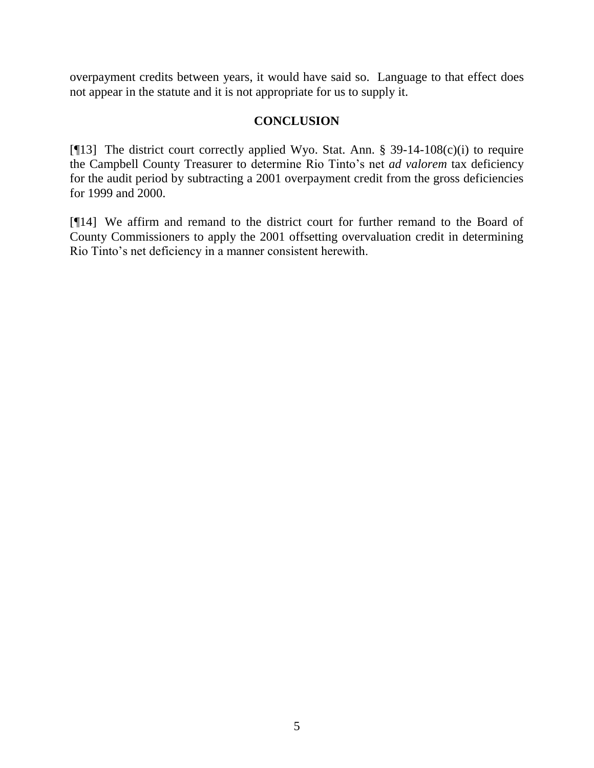overpayment credits between years, it would have said so. Language to that effect does not appear in the statute and it is not appropriate for us to supply it.

## CONCLUSION

[¶13] The district court correctly applied Wyo. Stat. Ann. § 39-14-108(c)(i) to require the Campbell County Treasurer to determine Rio Tinto's net *ad valorem* tax deficiency for the audit period by subtracting a 2001 overpayment credit from the gross deficiencies for 1999 and 2000.

[¶14] We affirm and remand to the district court for further remand to the Board of County Commissioners to apply the 2001 offsetting overvaluation credit in determining Rio Tinto's net deficiency in a manner consistent herewith.